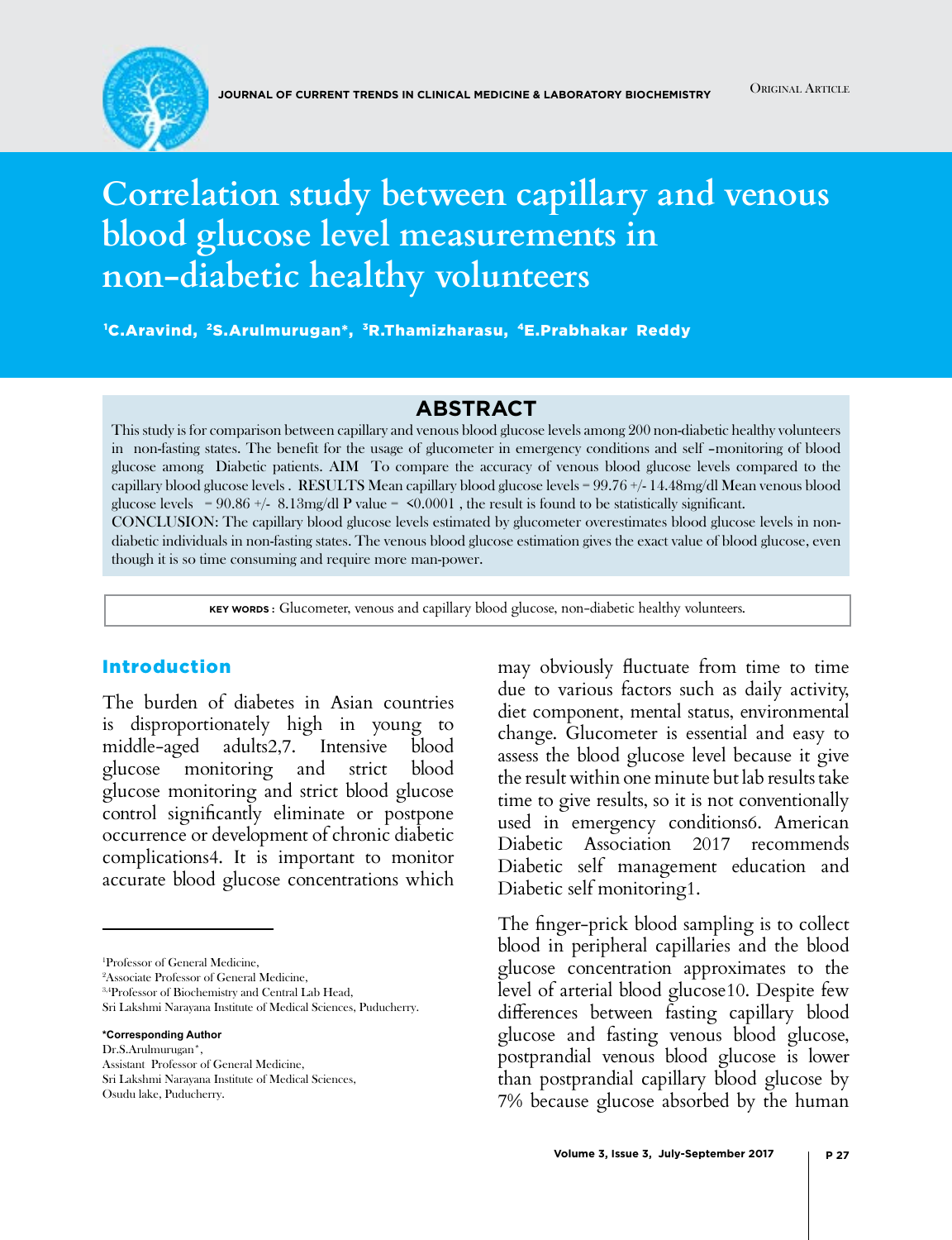# Correlation study between capillary and venous blood glucose level measurements in non-diabetic healthy volunteers

[1]C.Aravind, [2]S.Arulmurugan*, [3]R.Thamizharasu, [4]E.Prabhakar Reddy

## ABSTRACT

This study is for comparison between capillary and venous blood glucose levels among 200 non-diabetic healthy volunteers in non-fasting states. The benefit for the usage of glucometer in emergency conditions and self –monitoring of blood glucose among Diabetic patients. AIM To compare the accuracy of venous blood glucose levels compared to the capillary blood glucose levels . RESULTS Mean capillary blood glucose levels = 99.76 +/- 14.48mg/dl Mean venous blood glucose levels = 90.86 +/- 8.13mg/dl P value = <0.0001 , the result is found to be statistically significant.

CONCLUSION: The capillary blood glucose levels estimated by glucometer overestimates blood glucose levels in non-diabetic individuals in non-fasting states. The venous blood glucose estimation gives the exact value of blood glucose, even though it is so time consuming and require more man-power.

**KEY WORDS :** Glucometer, venous and capillary blood glucose, non-diabetic healthy volunteers.

## Introduction

The burden of diabetes in Asian countries is disproportionately high in young to middle-aged adults2,7. Intensive blood glucose monitoring and strict blood glucose monitoring and strict blood glucose control significantly eliminate or postpone occurrence or development of chronic diabetic complications4. It is important to monitor accurate blood glucose concentrations which may obviously fluctuate from time to time due to various factors such as daily activity, diet component, mental status, environmental change. Glucometer is essential and easy to assess the blood glucose level because it give the result within one minute but lab results take time to give results, so it is not conventionally used in emergency conditions6. American Diabetic Association 2017 recommends Diabetic self management education and Diabetic self monitoring1.

The finger-prick blood sampling is to collect blood in peripheral capillaries and the blood glucose concentration approximates to the level of arterial blood glucose10. Despite few differences between fasting capillary blood glucose and fasting venous blood glucose, postprandial venous blood glucose is lower than postprandial capillary blood glucose by 7% because glucose absorbed by the human

---

[1]Professor of General Medicine,
[2]Associate Professor of General Medicine,
[3,4]Professor of Biochemistry and Central Lab Head,
Sri Lakshmi Narayana Institute of Medical Sciences, Puducherry.

**\*Corresponding Author**
Dr.S.Arulmurugan*,
Assistant Professor of General Medicine,
Sri Lakshmi Narayana Institute of Medical Sciences,
Osudu lake, Puducherry.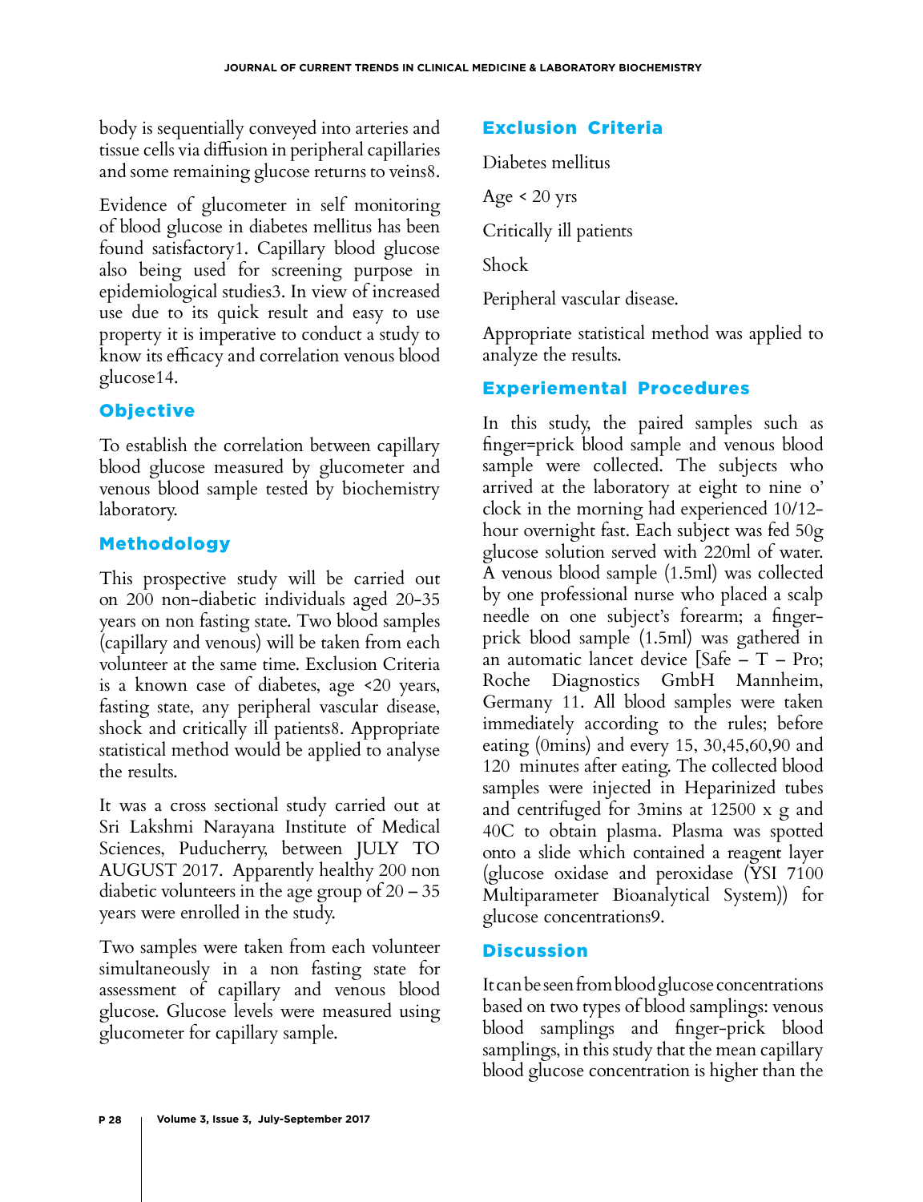body is sequentially conveyed into arteries and tissue cells via diffusion in peripheral capillaries and some remaining glucose returns to veins8.

Evidence of glucometer in self monitoring of blood glucose in diabetes mellitus has been found satisfactory1. Capillary blood glucose also being used for screening purpose in epidemiological studies3. In view of increased use due to its quick result and easy to use property it is imperative to conduct a study to know its efficacy and correlation venous blood glucose14.

## Objective

To establish the correlation between capillary blood glucose measured by glucometer and venous blood sample tested by biochemistry laboratory.

## Methodology

This prospective study will be carried out on 200 non-diabetic individuals aged 20-35 years on non fasting state. Two blood samples (capillary and venous) will be taken from each volunteer at the same time. Exclusion Criteria is a known case of diabetes, age <20 years, fasting state, any peripheral vascular disease, shock and critically ill patients8. Appropriate statistical method would be applied to analyse the results.

It was a cross sectional study carried out at Sri Lakshmi Narayana Institute of Medical Sciences, Puducherry, between JULY TO AUGUST 2017. Apparently healthy 200 non diabetic volunteers in the age group of 20 – 35 years were enrolled in the study.

Two samples were taken from each volunteer simultaneously in a non fasting state for assessment of capillary and venous blood glucose. Glucose levels were measured using glucometer for capillary sample.

## Exclusion Criteria

Diabetes mellitus

Age < 20 yrs

Critically ill patients

Shock

Peripheral vascular disease.

Appropriate statistical method was applied to analyze the results.

## Experimental Procedures

In this study, the paired samples such as finger=prick blood sample and venous blood sample were collected. The subjects who arrived at the laboratory at eight to nine o' clock in the morning had experienced 10/12-hour overnight fast. Each subject was fed 50g glucose solution served with 220ml of water. A venous blood sample (1.5ml) was collected by one professional nurse who placed a scalp needle on one subject's forearm; a finger-prick blood sample (1.5ml) was gathered in an automatic lancet device [Safe – T – Pro; Roche Diagnostics GmbH Mannheim, Germany 11. All blood samples were taken immediately according to the rules; before eating (0mins) and every 15, 30,45,60,90 and 120 minutes after eating. The collected blood samples were injected in Heparinized tubes and centrifuged for 3mins at 12500 x g and 40C to obtain plasma. Plasma was spotted onto a slide which contained a reagent layer (glucose oxidase and peroxidase (YSI 7100 Multiparameter Bioanalytical System)) for glucose concentrations9.

## Discussion

It can be seen from blood glucose concentrations based on two types of blood samplings: venous blood samplings and finger-prick blood samplings, in this study that the mean capillary blood glucose concentration is higher than the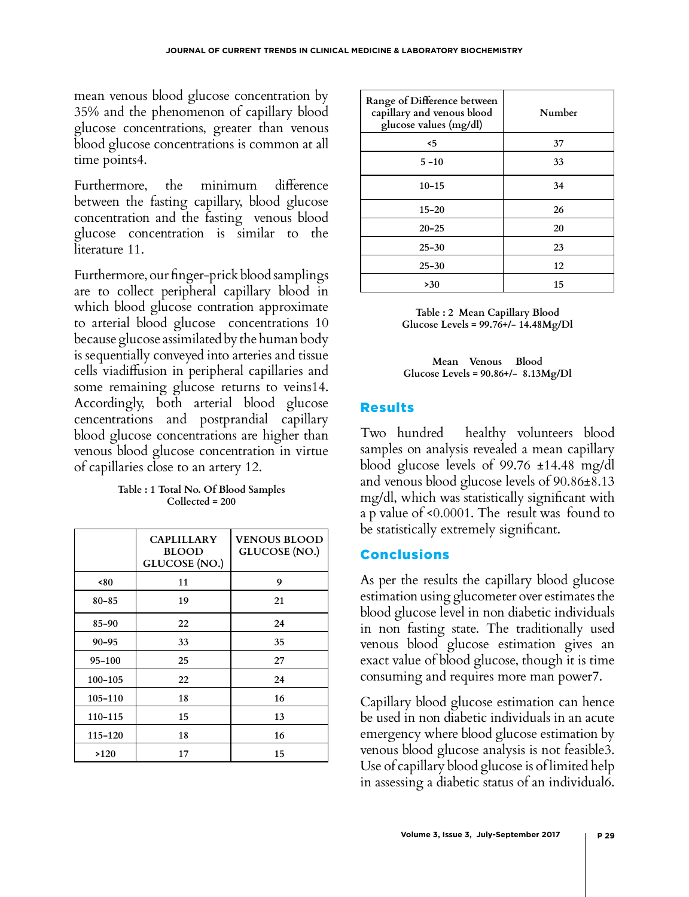mean venous blood glucose concentration by 35% and the phenomenon of capillary blood glucose concentrations, greater than venous blood glucose concentrations is common at all time points4.

Furthermore, the minimum difference between the fasting capillary, blood glucose concentration and the fasting venous blood glucose concentration is similar to the literature 11.

Furthermore, our finger-prick blood samplings are to collect peripheral capillary blood in which blood glucose contration approximate to arterial blood glucose concentrations 10 because glucose assimilated by the human body is sequentially conveyed into arteries and tissue cells viadiffusion in peripheral capillaries and some remaining glucose returns to veins14. Accordingly, both arterial blood glucose cencentrations and postprandial capillary blood glucose concentrations are higher than venous blood glucose concentration in virtue of capillaries close to an artery 12.

**Table : 1 Total No. Of Blood Samples Collected = 200**

| | CAPLILLARY BLOOD GLUCOSE (NO.) | VENOUS BLOOD GLUCOSE (NO.) |
|---|---|---|
| <80 | 11 | 9 |
| 80–85 | 19 | 21 |
| 85–90 | 22 | 24 |
| 90–95 | 33 | 35 |
| 95–100 | 25 | 27 |
| 100–105 | 22 | 24 |
| 105–110 | 18 | 16 |
| 110–115 | 15 | 13 |
| 115–120 | 18 | 16 |
| >120 | 17 | 15 |

| Range of Difference between capillary and venous blood glucose values (mg/dl) | Number |
|---|---|
| <5 | 37 |
| 5 –10 | 33 |
| 10–15 | 34 |
| 15–20 | 26 |
| 20–25 | 20 |
| 25–30 | 23 |
| 25–30 | 12 |
| >30 | 15 |

**Table : 2 Mean Capillary Blood Glucose Levels = 99.76+/- 14.48Mg/Dl**

**Mean Venous Blood Glucose Levels = 90.86+/- 8.13Mg/Dl**

## Results

Two hundred healthy volunteers blood samples on analysis revealed a mean capillary blood glucose levels of 99.76 ±14.48 mg/dl and venous blood glucose levels of 90.86±8.13 mg/dl, which was statistically significant with a p value of $<0.0001$. The result was found to be statistically extremely significant.

## Conclusions

As per the results the capillary blood glucose estimation using glucometer over estimates the blood glucose level in non diabetic individuals in non fasting state. The traditionally used venous blood glucose estimation gives an exact value of blood glucose, though it is time consuming and requires more man power7.

Capillary blood glucose estimation can hence be used in non diabetic individuals in an acute emergency where blood glucose estimation by venous blood glucose analysis is not feasible3. Use of capillary blood glucose is of limited help in assessing a diabetic status of an individual6.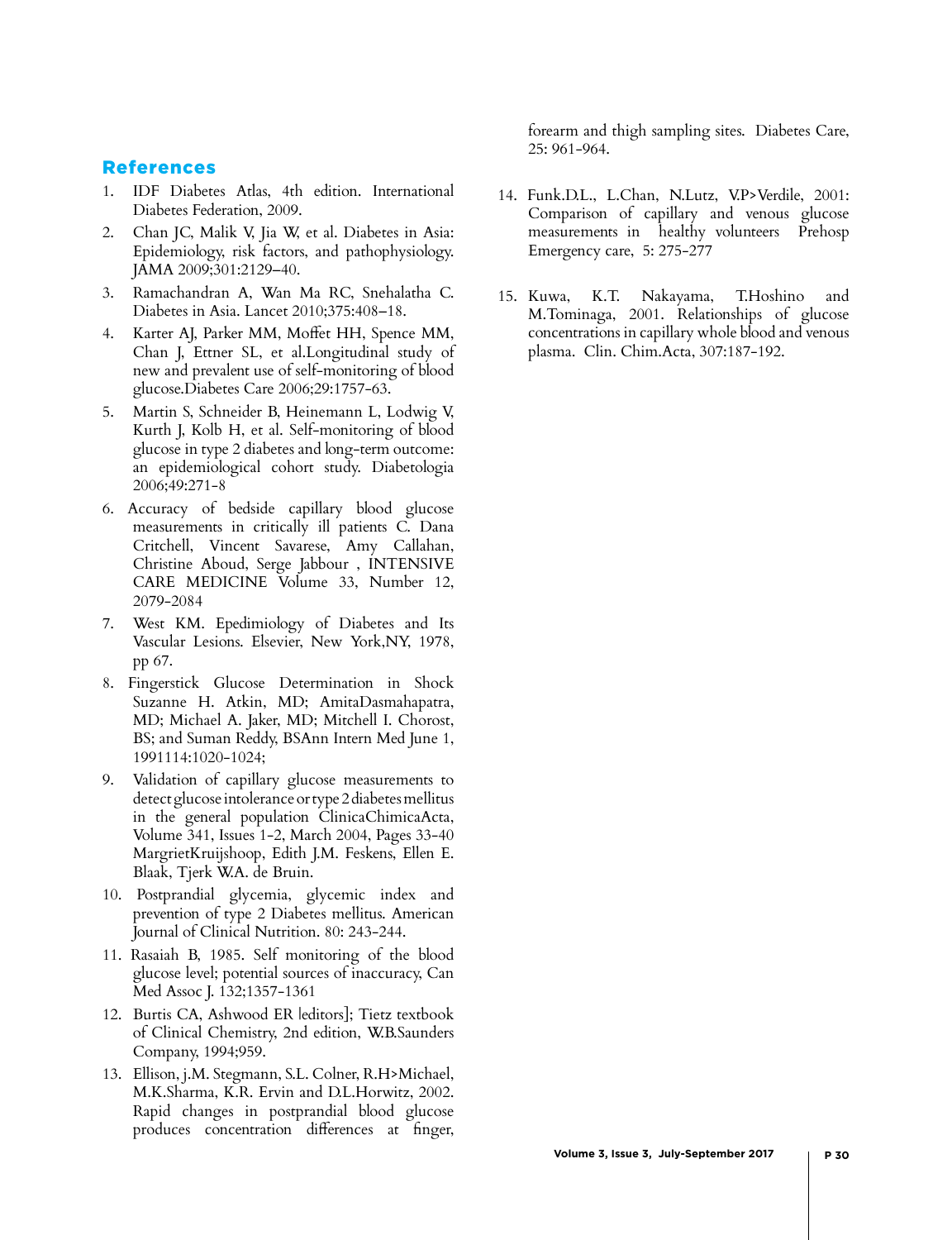## References

1. IDF Diabetes Atlas, 4th edition. International Diabetes Federation, 2009.
2. Chan JC, Malik V, Jia W, et al. Diabetes in Asia: Epidemiology, risk factors, and pathophysiology. JAMA 2009;301:2129–40.
3. Ramachandran A, Wan Ma RC, Snehalatha C. Diabetes in Asia. Lancet 2010;375:408–18.
4. Karter AJ, Parker MM, Moffet HH, Spence MM, Chan J, Ettner SL, et al.Longitudinal study of new and prevalent use of self-monitoring of blood glucose.Diabetes Care 2006;29:1757-63.
5. Martin S, Schneider B, Heinemann L, Lodwig V, Kurth J, Kolb H, et al. Self-monitoring of blood glucose in type 2 diabetes and long-term outcome: an epidemiological cohort study. Diabetologia 2006;49:271-8
6. Accuracy of bedside capillary blood glucose measurements in critically ill patients C. Dana Critchell, Vincent Savarese, Amy Callahan, Christine Aboud, Serge Jabbour , INTENSIVE CARE MEDICINE Volume 33, Number 12, 2079-2084
7. West KM. Epedimiology of Diabetes and Its Vascular Lesions. Elsevier, New York,NY, 1978, pp 67.
8. Fingerstick Glucose Determination in Shock Suzanne H. Atkin, MD; AmitaDasmahapatra, MD; Michael A. Jaker, MD; Mitchell I. Chorost, BS; and Suman Reddy, BSAnn Intern Med June 1, 1991114:1020-1024;
9. Validation of capillary glucose measurements to detect glucose intolerance or type 2 diabetes mellitus in the general population ClinicaChimicaActa, Volume 341, Issues 1-2, March 2004, Pages 33-40 MargrietKruijshoop, Edith J.M. Feskens, Ellen E. Blaak, Tjerk W.A. de Bruin.
10. Postprandial glycemia, glycemic index and prevention of type 2 Diabetes mellitus. American Journal of Clinical Nutrition. 80: 243-244.
11. Rasaiah B, 1985. Self monitoring of the blood glucose level; potential sources of inaccuracy, Can Med Assoc J. 132;1357-1361
12. Burtis CA, Ashwood ER [editors]; Tietz textbook of Clinical Chemistry, 2nd edition, W.B.Saunders Company, 1994;959.
13. Ellison, j.M. Stegmann, S.L. Colner, R.H>Michael, M.K.Sharma, K.R. Ervin and D.L.Horwitz, 2002. Rapid changes in postprandial blood glucose produces concentration differences at finger, forearm and thigh sampling sites. Diabetes Care, 25: 961-964.
14. Funk.D.L., L.Chan, N.Lutz, V.P>Verdile, 2001: Comparison of capillary and venous glucose measurements in healthy volunteers Prehosp Emergency care, 5: 275-277
15. Kuwa, K.T. Nakayama, T.Hoshino and M.Tominaga, 2001. Relationships of glucose concentrations in capillary whole blood and venous plasma. Clin. Chim.Acta, 307:187-192.